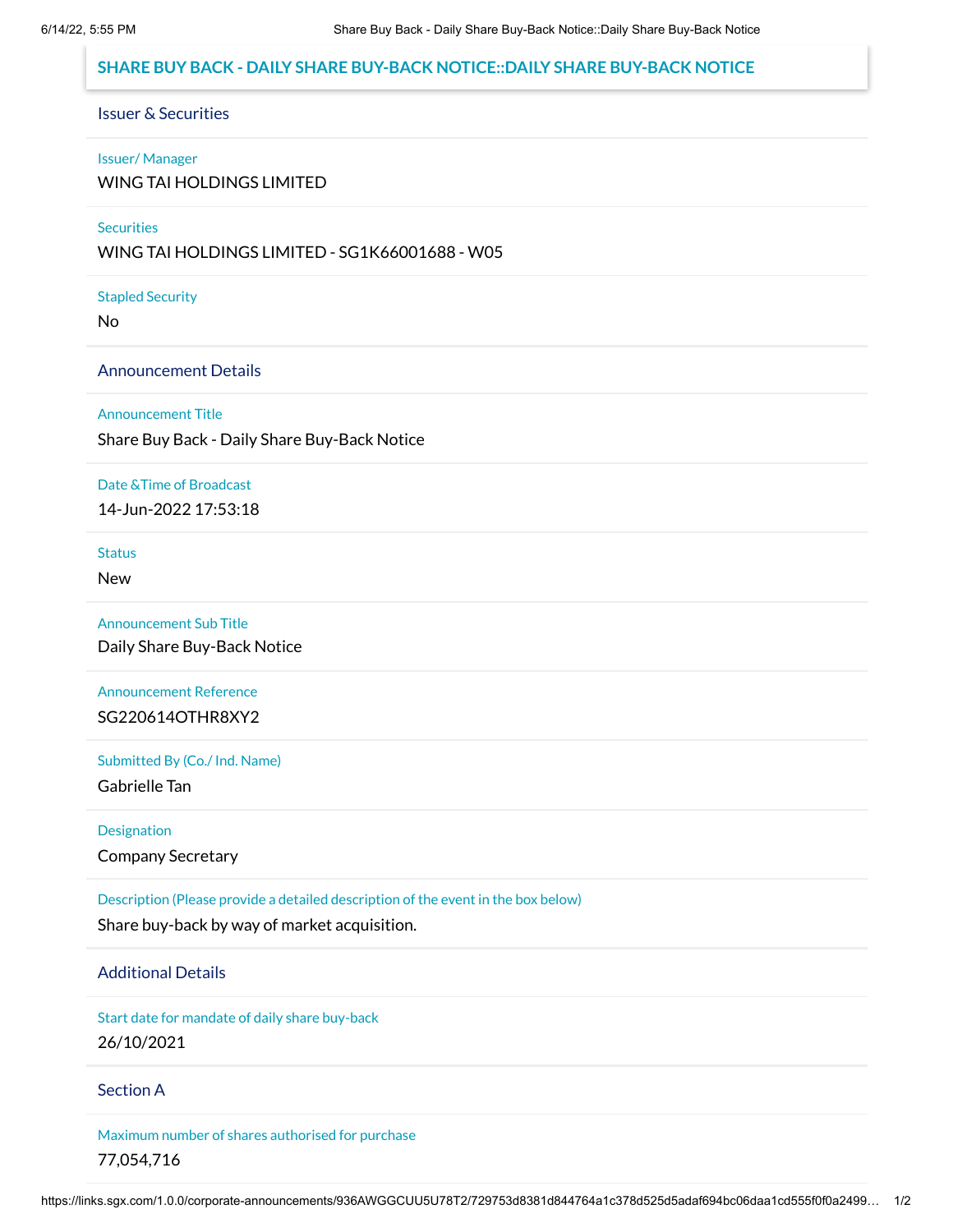## SHARE BUY BACK - DAILY SHARE BUY-BACK NOTICE::DAILY SHARE BUY-BACK NOTICE

### Issuer & Securities

**Issuer/ Manager**

WING TAI HOLDINGS LIMITED

**Securities**

WING TAI HOLDINGS LIMITED - SG1K66001688 - W05

**Stapled Security**

No

### Announcement Details

**Announcement Title**

Share Buy Back - Daily Share Buy-Back Notice

**Date &Time of Broadcast**

14-Jun-2022 17:53:18

**Status**

New

**Announcement Sub Title**

Daily Share Buy-Back Notice

**Announcement Reference**

SG220614OTHR8XY2

**Submitted By (Co./ Ind. Name)**

Gabrielle Tan

**Designation**

Company Secretary

**Description (Please provide a detailed description of the event in the box below)**

Share buy-back by way of market acquisition.

### Additional Details

**Start date for mandate of daily share buy-back**

26/10/2021

### Section A

**Maximum number of shares authorised for purchase**

77,054,716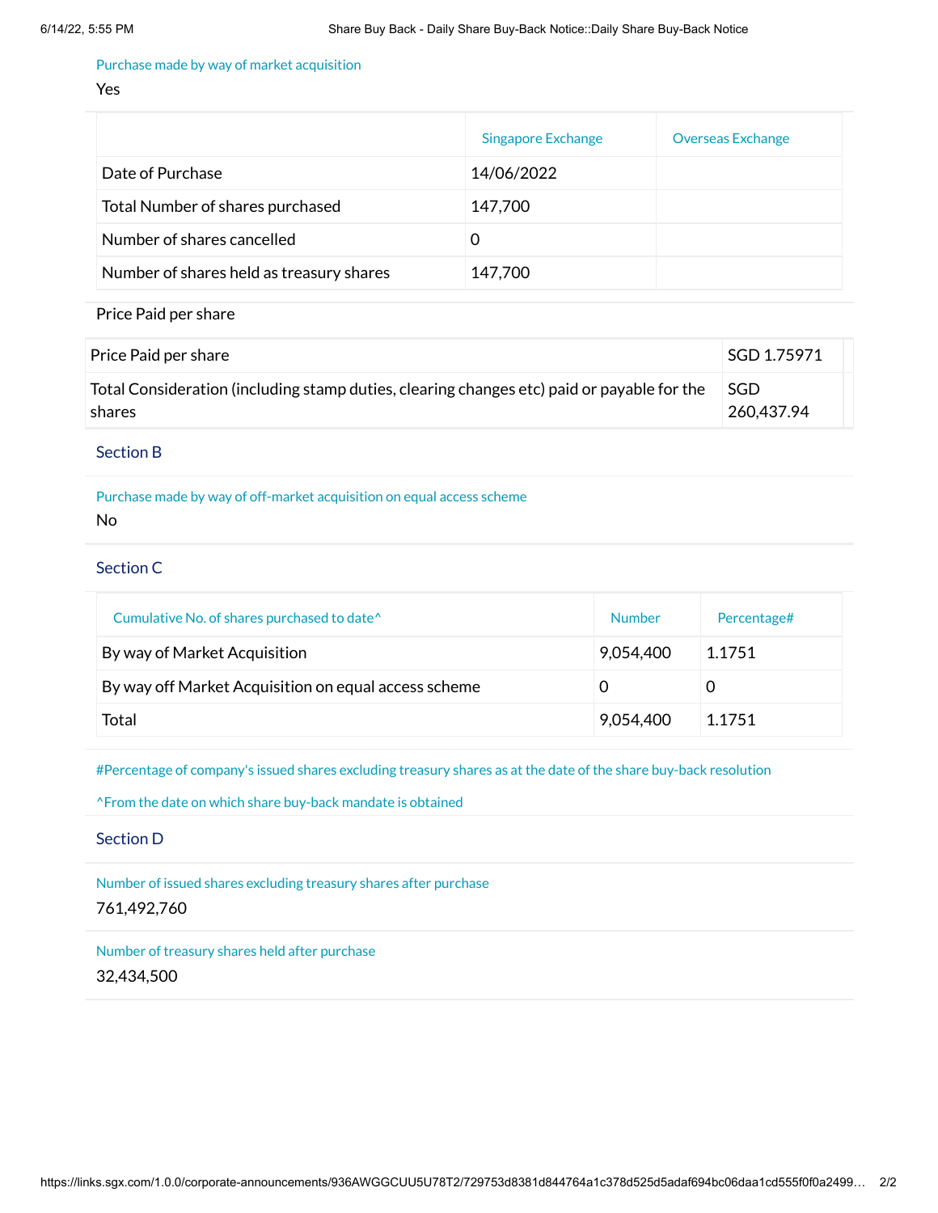Purchase made by way of market acquisition

Yes

| | Singapore Exchange | Overseas Exchange |
|---|---|---|
| Date of Purchase | 14/06/2022 | |
| Total Number of shares purchased | 147,700 | |
| Number of shares cancelled | 0 | |
| Number of shares held as treasury shares | 147,700 | |

Price Paid per share

| | |
|---|---|
| Price Paid per share | SGD 1.75971 |
| Total Consideration (including stamp duties, clearing changes etc) paid or payable for the shares | SGD 260,437.94 |

## Section B

Purchase made by way of off-market acquisition on equal access scheme

No

## Section C

| Cumulative No. of shares purchased to date^ | Number | Percentage# |
|---|---|---|
| By way of Market Acquisition | 9,054,400 | 1.1751 |
| By way off Market Acquisition on equal access scheme | 0 | 0 |
| Total | 9,054,400 | 1.1751 |

#Percentage of company's issued shares excluding treasury shares as at the date of the share buy-back resolution

^From the date on which share buy-back mandate is obtained

## Section D

Number of issued shares excluding treasury shares after purchase

761,492,760

Number of treasury shares held after purchase

32,434,500